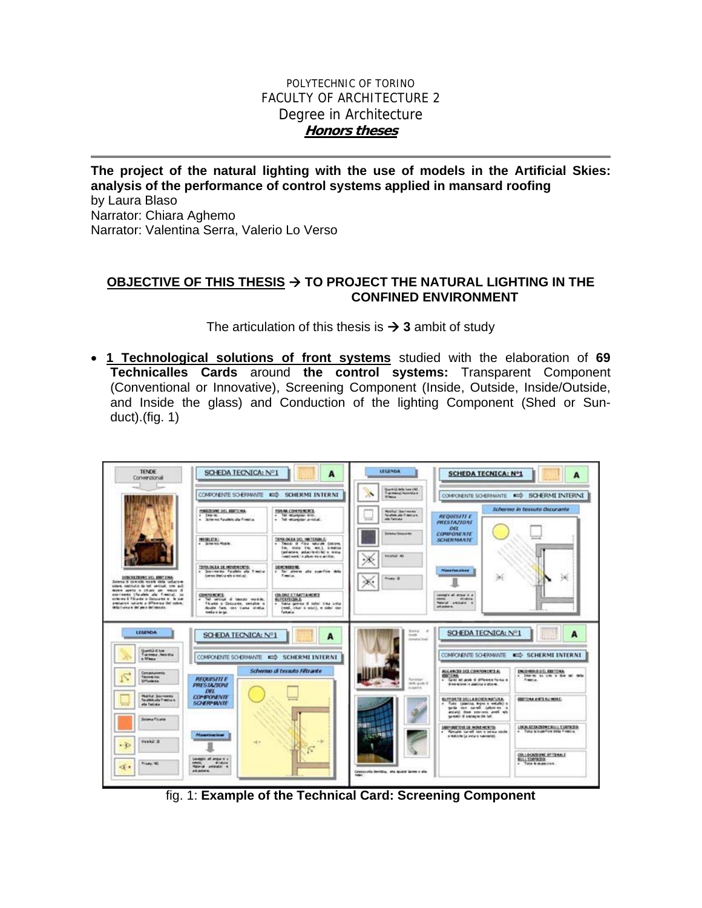POLYTECHNIC OF TORINO
FACULTY OF ARCHITECTURE 2
Degree in Architecture
***Honors theses***

---

**The project of the natural lighting with the use of models in the Artificial Skies: analysis of the performance of control systems applied in mansard roofing**
by Laura Blaso
Narrator: Chiara Aghemo
Narrator: Valentina Serra, Valerio Lo Verso

## OBJECTIVE OF THIS THESIS → TO PROJECT THE NATURAL LIGHTING IN THE CONFINED ENVIRONMENT

The articulation of this thesis is → **3** ambit of study

- **1 Technological solutions of front systems** studied with the elaboration of **69 Technicalles Cards** around **the control systems:** Transparent Component (Conventional or Innovative), Screening Component (Inside, Outside, Inside/Outside, and Inside the glass) and Conduction of the lighting Component (Shed or Sun-duct).(fig. 1)

fig. 1: **Example of the Technical Card: Screening Component**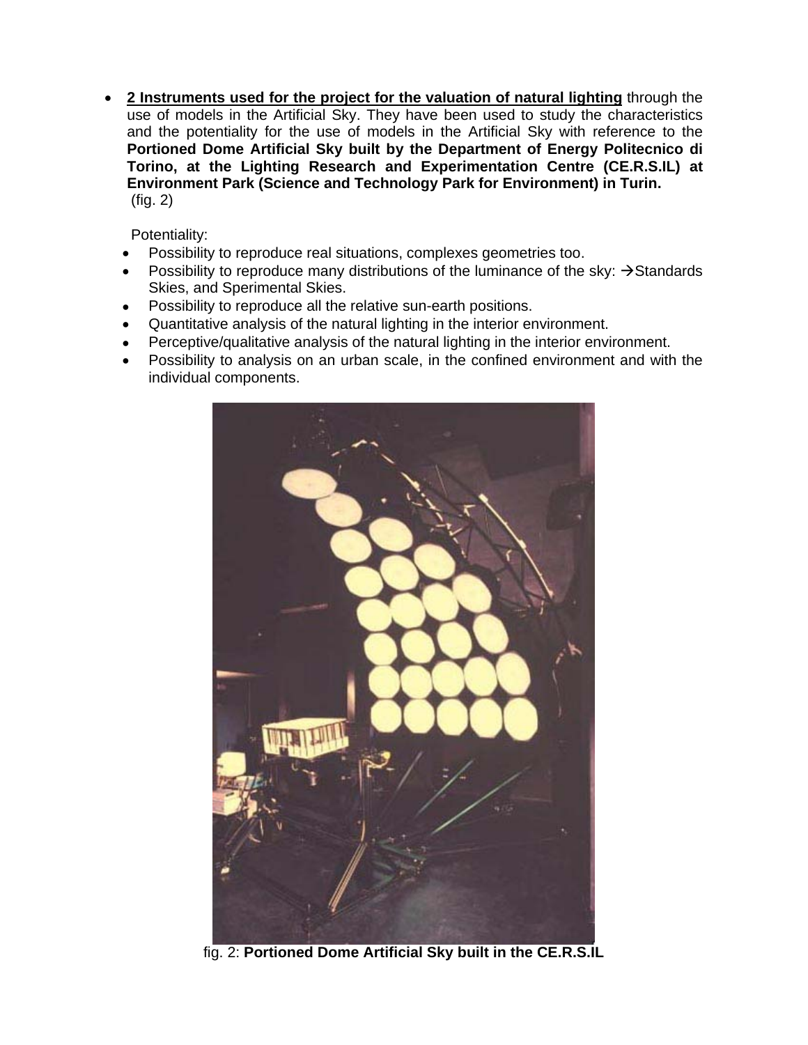- **2 Instruments used for the project for the valuation of natural lighting** through the use of models in the Artificial Sky. They have been used to study the characteristics and the potentiality for the use of models in the Artificial Sky with reference to the **Portioned Dome Artificial Sky built by the Department of Energy Politecnico di Torino, at the Lighting Research and Experimentation Centre (CE.R.S.IL) at Environment Park (Science and Technology Park for Environment) in Turin.** (fig. 2)

  Potentiality:

  - Possibility to reproduce real situations, complexes geometries too.
  - Possibility to reproduce many distributions of the luminance of the sky: →Standards Skies, and Sperimental Skies.
  - Possibility to reproduce all the relative sun-earth positions.
  - Quantitative analysis of the natural lighting in the interior environment.
  - Perceptive/qualitative analysis of the natural lighting in the interior environment.
  - Possibility to analysis on an urban scale, in the confined environment and with the individual components.

fig. 2: **Portioned Dome Artificial Sky built in the CE.R.S.IL**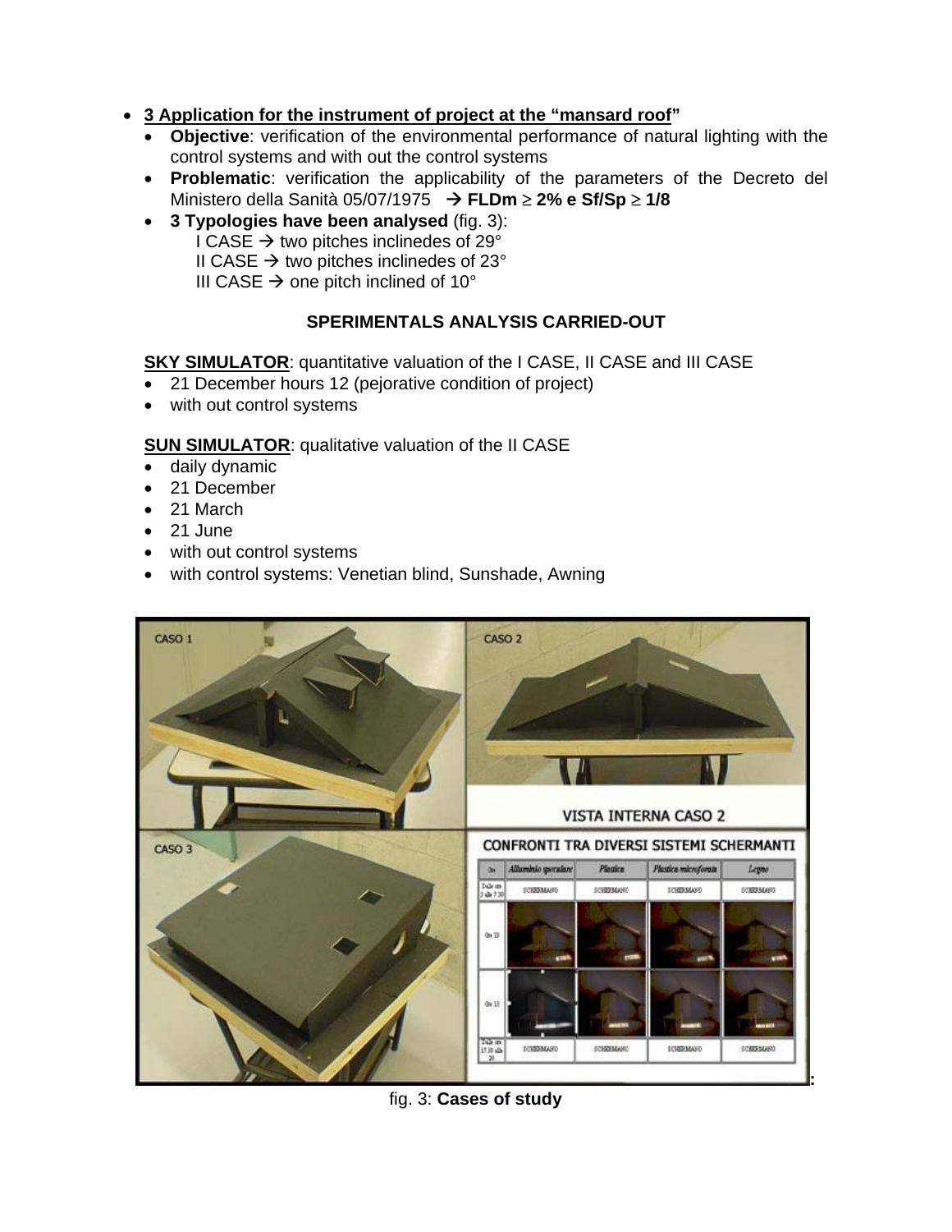- **3 Application for the instrument of project at the "mansard roof"**
  - **Objective**: verification of the environmental performance of natural lighting with the control systems and with out the control systems
  - **Problematic**: verification the applicability of the parameters of the Decreto del Ministero della Sanità 05/07/1975 → **FLDm ≥ 2% e Sf/Sp ≥ 1/8**
  - **3 Typologies have been analysed** (fig. 3):
    - I CASE → two pitches inclinedes of 29°
    - II CASE → two pitches inclinedes of 23°
    - III CASE → one pitch inclined of 10°

**SPERIMENTALS ANALYSIS CARRIED-OUT**

**SKY SIMULATOR**: quantitative valuation of the I CASE, II CASE and III CASE

- 21 December hours 12 (pejorative condition of project)
- with out control systems

**SUN SIMULATOR**: qualitative valuation of the II CASE

- daily dynamic
- 21 December
- 21 March
- 21 June
- with out control systems
- with control systems: Venetian blind, Sunshade, Awning

fig. 3: **Cases of study**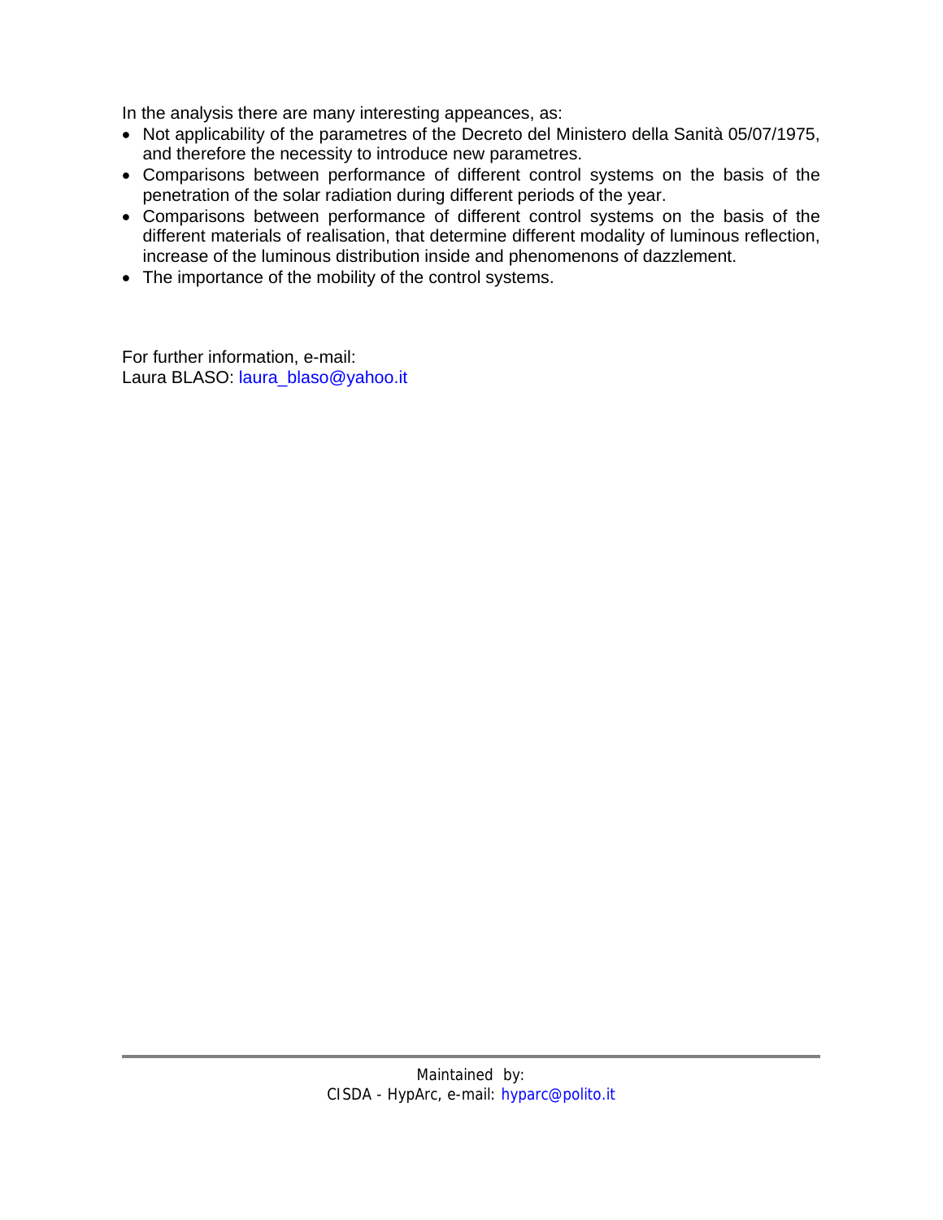In the analysis there are many interesting appeances, as:

- Not applicability of the parametres of the Decreto del Ministero della Sanità 05/07/1975, and therefore the necessity to introduce new parametres.
- Comparisons between performance of different control systems on the basis of the penetration of the solar radiation during different periods of the year.
- Comparisons between performance of different control systems on the basis of the different materials of realisation, that determine different modality of luminous reflection, increase of the luminous distribution inside and phenomenons of dazzlement.
- The importance of the mobility of the control systems.

For further information, e-mail:
Laura BLASO: laura_blaso@yahoo.it

Maintained by:
CISDA - HypArc, e-mail: hyparc@polito.it